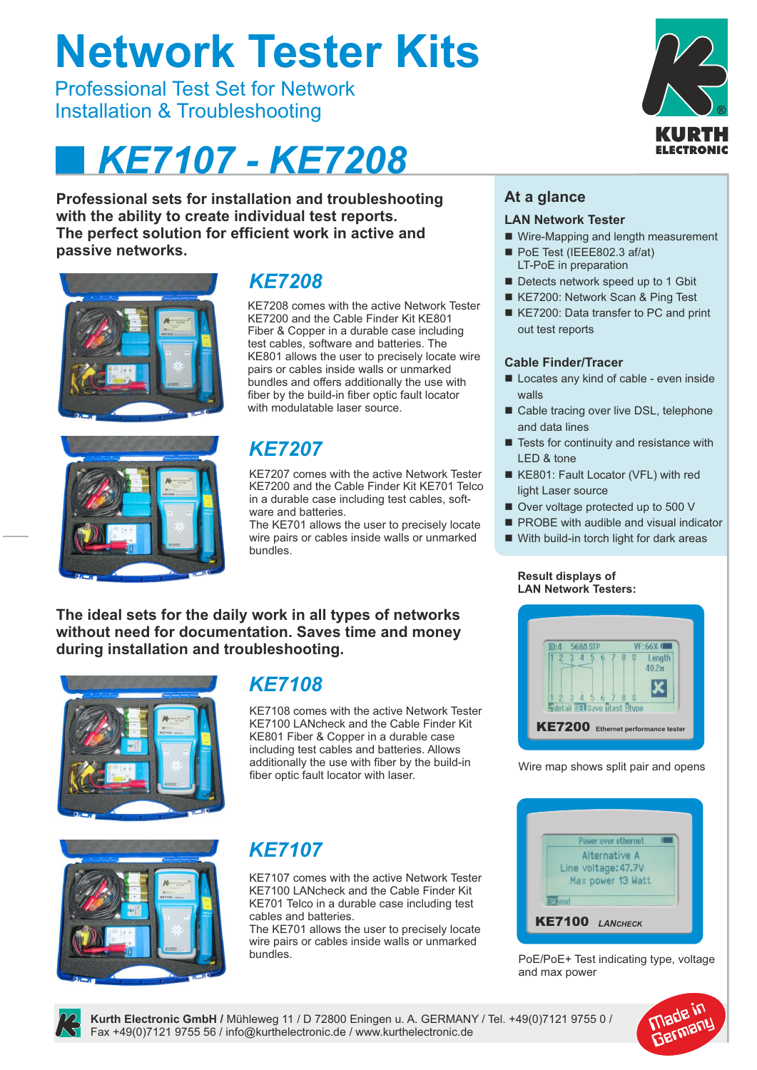# Network Tester Kits

Professional Test Set for Network Installation & Troubleshooting

## KE7107 - KE7208

**Professional sets for installation and troubleshooting with the ability to create individual test reports. The perfect solution for efficient work in active and passive networks.**

### KE7208

KE7208 comes with the active Network Tester KE7200 and the Cable Finder Kit KE801 Fiber & Copper in a durable case including test cables, software and batteries. The KE801 allows the user to precisely locate wire pairs or cables inside walls or unmarked bundles and offers additionally the use with fiber by the build-in fiber optic fault locator with modulatable laser source.

### KE7207

KE7207 comes with the active Network Tester KE7200 and the Cable Finder Kit KE701 Telco in a durable case including test cables, software and batteries.
The KE701 allows the user to precisely locate wire pairs or cables inside walls or unmarked bundles.

**The ideal sets for the daily work in all types of networks without need for documentation. Saves time and money during installation and troubleshooting.**

### KE7108

KE7108 comes with the active Network Tester KE7100 LANcheck and the Cable Finder Kit KE801 Fiber & Copper in a durable case including test cables and batteries. Allows additionally the use with fiber by the build-in fiber optic fault locator with laser.

### KE7107

KE7107 comes with the active Network Tester KE7100 LANcheck and the Cable Finder Kit KE701 Telco in a durable case including test cables and batteries.
The KE701 allows the user to precisely locate wire pairs or cables inside walls or unmarked bundles.

## At a glance

### LAN Network Tester

- Wire-Mapping and length measurement
- PoE Test (IEEE802.3 af/at) LT-PoE in preparation
- Detects network speed up to 1 Gbit
- KE7200: Network Scan & Ping Test
- KE7200: Data transfer to PC and print out test reports

### Cable Finder/Tracer

- Locates any kind of cable - even inside walls
- Cable tracing over live DSL, telephone and data lines
- Tests for continuity and resistance with LED & tone
- KE801: Fault Locator (VFL) with red light Laser source
- Over voltage protected up to 500 V
- PROBE with audible and visual indicator
- With build-in torch light for dark areas

**Result displays of LAN Network Testers:**

KE7200 Ethernet performance tester

Wire map shows split pair and opens

KE7100 LANCHECK

PoE/PoE+ Test indicating type, voltage and max power

**Kurth Electronic GmbH /** Mühleweg 11 / D 72800 Eningen u. A. GERMANY / Tel. +49(0)7121 9755 0 / Fax +49(0)7121 9755 56 / info@kurthelectronic.de / www.kurthelectronic.de

Made in Germany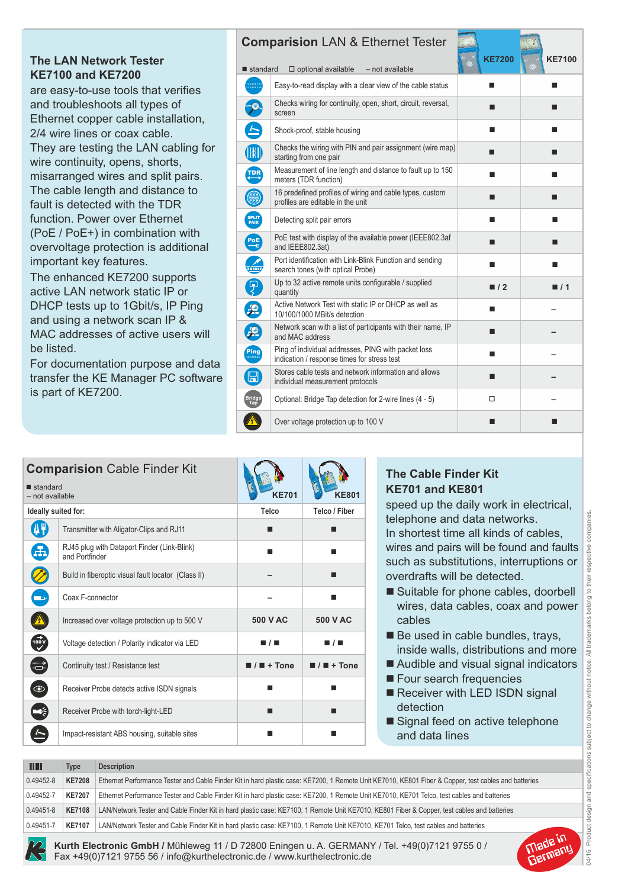## The LAN Network Tester KE7100 and KE7200

are easy-to-use tools that verifies and troubleshoots all types of Ethernet copper cable installation, 2/4 wire lines or coax cable. They are testing the LAN cabling for wire continuity, opens, shorts, misarranged wires and split pairs. The cable length and distance to fault is detected with the TDR function. Power over Ethernet (PoE / PoE+) in combination with overvoltage protection is additional important key features.

The enhanced KE7200 supports active LAN network static IP or DHCP tests up to 1Gbit/s, IP Ping and using a network scan IP & MAC addresses of active users will be listed.

For documentation purpose and data transfer the KE Manager PC software is part of KE7200.

## Comparision LAN & Ethernet Tester

■ standard ☐ optional available – not available

| | KE7200 | KE7100 |
|---|---|---|
| Easy-to-read display with a clear view of the cable status | ■ | ■ |
| Checks wiring for continuity, open, short, circuit, reversal, screen | ■ | ■ |
| Shock-proof, stable housing | ■ | ■ |
| Checks the wiring with PIN and pair assignment (wire map) starting from one pair | ■ | ■ |
| Measurement of line length and distance to fault up to 150 meters (TDR function) | ■ | ■ |
| 16 predefined profiles of wiring and cable types, custom profiles are editable in the unit | ■ | ■ |
| Detecting split pair errors | ■ | ■ |
| PoE test with display of the available power (IEEE802.3af and IEEE802.3at) | ■ | ■ |
| Port identification with Link-Blink Function and sending search tones (with optical Probe) | ■ | ■ |
| Up to 32 active remote units configurable / supplied quantity | ■ / 2 | ■ / 1 |
| Active Network Test with static IP or DHCP as well as 10/100/1000 MBit/s detection | ■ | – |
| Network scan with a list of participants with their name, IP and MAC address | ■ | – |
| Ping of individual addresses, PING with packet loss indication / response times for stress test | ■ | – |
| Stores cable tests and network information and allows individual measurement protocols | ■ | – |
| Optional: Bridge Tap detection for 2-wire lines (4 - 5) | ☐ | – |
| Over voltage protection up to 100 V | ■ | ■ |

## Comparision Cable Finder Kit

■ standard
– not available

| Ideally suited for: | KE701 Telco | KE801 Telco / Fiber |
|---|---|---|
| Transmitter with Aligator-Clips and RJ11 | ■ | ■ |
| RJ45 plug with Dataport Finder (Link-Blink) and Portfinder | ■ | ■ |
| Build in fiberoptic visual fault locator (Class II) | – | ■ |
| Coax F-connector | – | ■ |
| Increased over voltage protection up to 500 V | 500 V AC | 500 V AC |
| Voltage detection / Polarity indicator via LED | ■ / ■ | ■ / ■ |
| Continuity test / Resistance test | ■ / ■ + Tone | ■ / ■ + Tone |
| Receiver Probe detects active ISDN signals | ■ | ■ |
| Receiver Probe with torch-light-LED | ■ | ■ |
| Impact-resistant ABS housing, suitable sites | ■ | ■ |

## The Cable Finder Kit KE701 and KE801

speed up the daily work in electrical, telephone and data networks. In shortest time all kinds of cables, wires and pairs will be found and faults such as substitutions, interruptions or overdrafts will be detected.

- Suitable for phone cables, doorbell wires, data cables, coax and power cables
- Be used in cable bundles, trays, inside walls, distributions and more
- Audible and visual signal indicators
- Four search frequencies
- Receiver with LED ISDN signal detection
- Signal feed on active telephone and data lines

| | Type | Description |
|---|---|---|
| 0.49452-8 | KE7208 | Ethernet Performance Tester and Cable Finder Kit in hard plastic case: KE7200, 1 Remote Unit KE7010, KE801 Fiber & Copper, test cables and batteries |
| 0.49452-7 | KE7207 | Ethernet Performance Tester and Cable Finder Kit in hard plastic case: KE7200, 1 Remote Unit KE7010, KE701 Telco, test cables and batteries |
| 0.49451-8 | KE7108 | LAN/Network Tester and Cable Finder Kit in hard plastic case: KE7100, 1 Remote Unit KE7010, KE801 Fiber & Copper, test cables and batteries |
| 0.49451-7 | KE7107 | LAN/Network Tester and Cable Finder Kit in hard plastic case: KE7100, 1 Remote Unit KE7010, KE701 Telco, test cables and batteries |

**Kurth Electronic GmbH** / Mühleweg 11 / D 72800 Eningen u. A. GERMANY / Tel. +49(0)7121 9755 0 / Fax +49(0)7121 9755 56 / info@kurthelectronic.de / www.kurthelectronic.de

Made in Germany

04/16 Product design and specifications subject to change without notice. All trademarks belong to their respective companies.